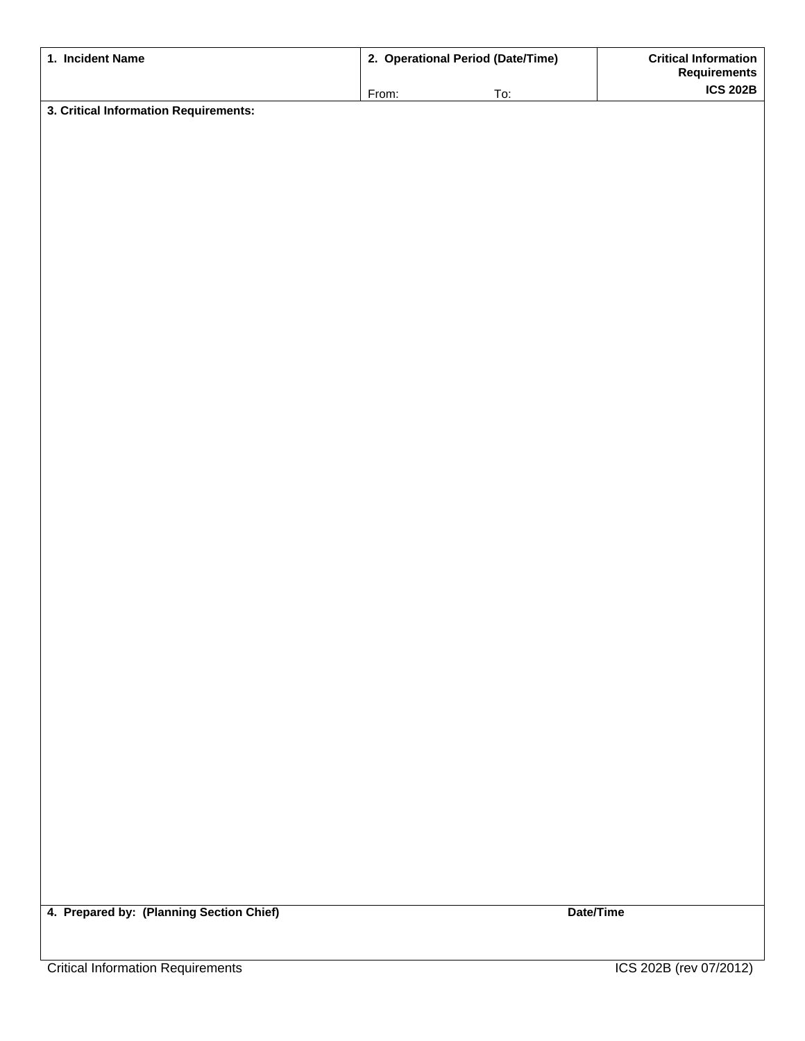| 1. Incident Name | 2. Operational Period (Date/Time) | **Critical Information Requirements** |
|---|---|---|
| | From: To: | **ICS 202B** |

**3. Critical Information Requirements:**

| 4. Prepared by: (Planning Section Chief) | Date/Time |
|---|---|
| | |

Critical Information Requirements ICS 202B (rev 07/2012)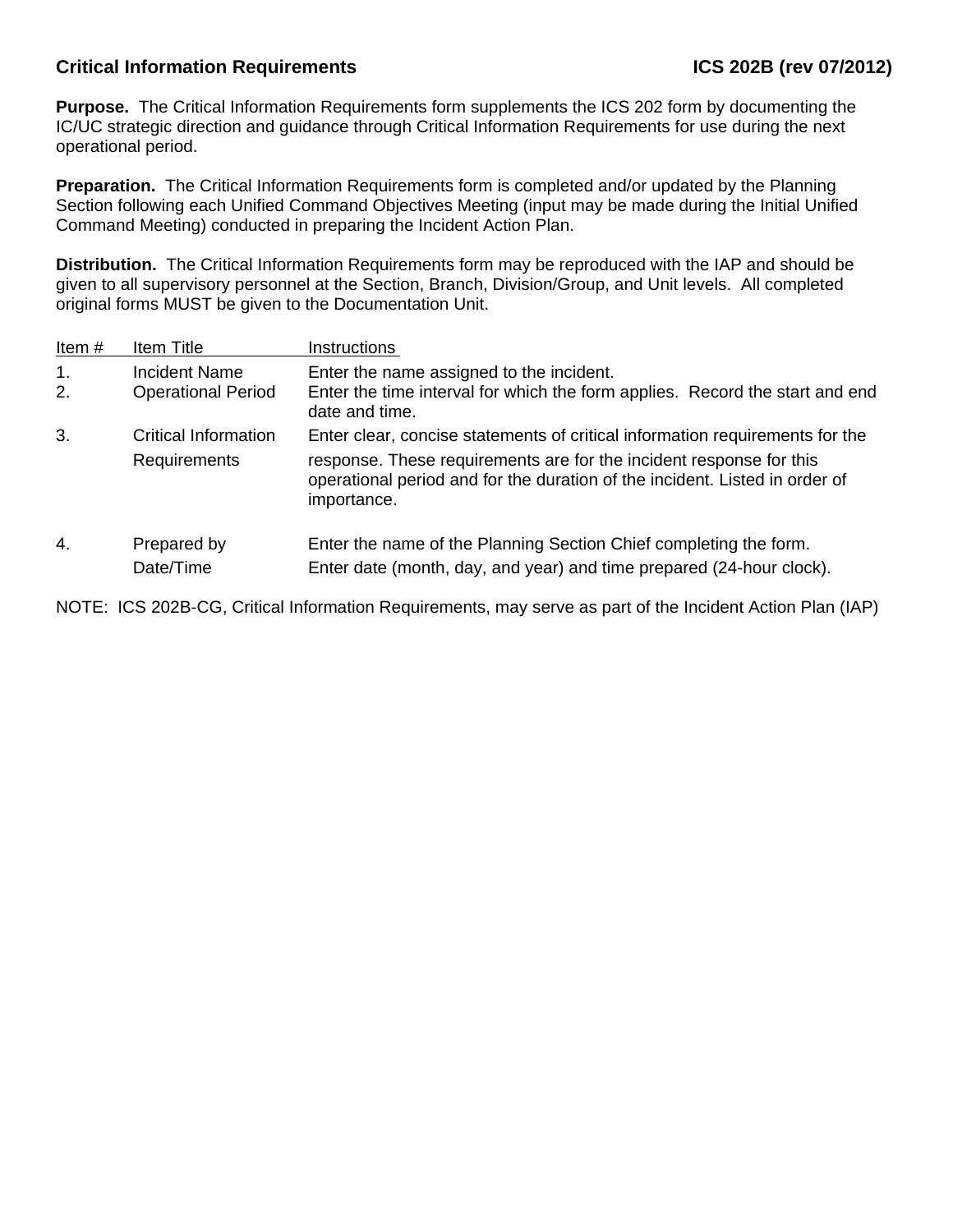**Critical Information Requirements** **ICS 202B (rev 07/2012)**

**Purpose.** The Critical Information Requirements form supplements the ICS 202 form by documenting the IC/UC strategic direction and guidance through Critical Information Requirements for use during the next operational period.

**Preparation.** The Critical Information Requirements form is completed and/or updated by the Planning Section following each Unified Command Objectives Meeting (input may be made during the Initial Unified Command Meeting) conducted in preparing the Incident Action Plan.

**Distribution.** The Critical Information Requirements form may be reproduced with the IAP and should be given to all supervisory personnel at the Section, Branch, Division/Group, and Unit levels. All completed original forms MUST be given to the Documentation Unit.

| Item # | Item Title | Instructions |
|---|---|---|
| 1. | Incident Name | Enter the name assigned to the incident. |
| 2. | Operational Period | Enter the time interval for which the form applies. Record the start and end date and time. |
| 3. | Critical Information Requirements | Enter clear, concise statements of critical information requirements for the response. These requirements are for the incident response for this operational period and for the duration of the incident. Listed in order of importance. |
| 4. | Prepared by | Enter the name of the Planning Section Chief completing the form. |
| | Date/Time | Enter date (month, day, and year) and time prepared (24-hour clock). |

NOTE: ICS 202B-CG, Critical Information Requirements, may serve as part of the Incident Action Plan (IAP)